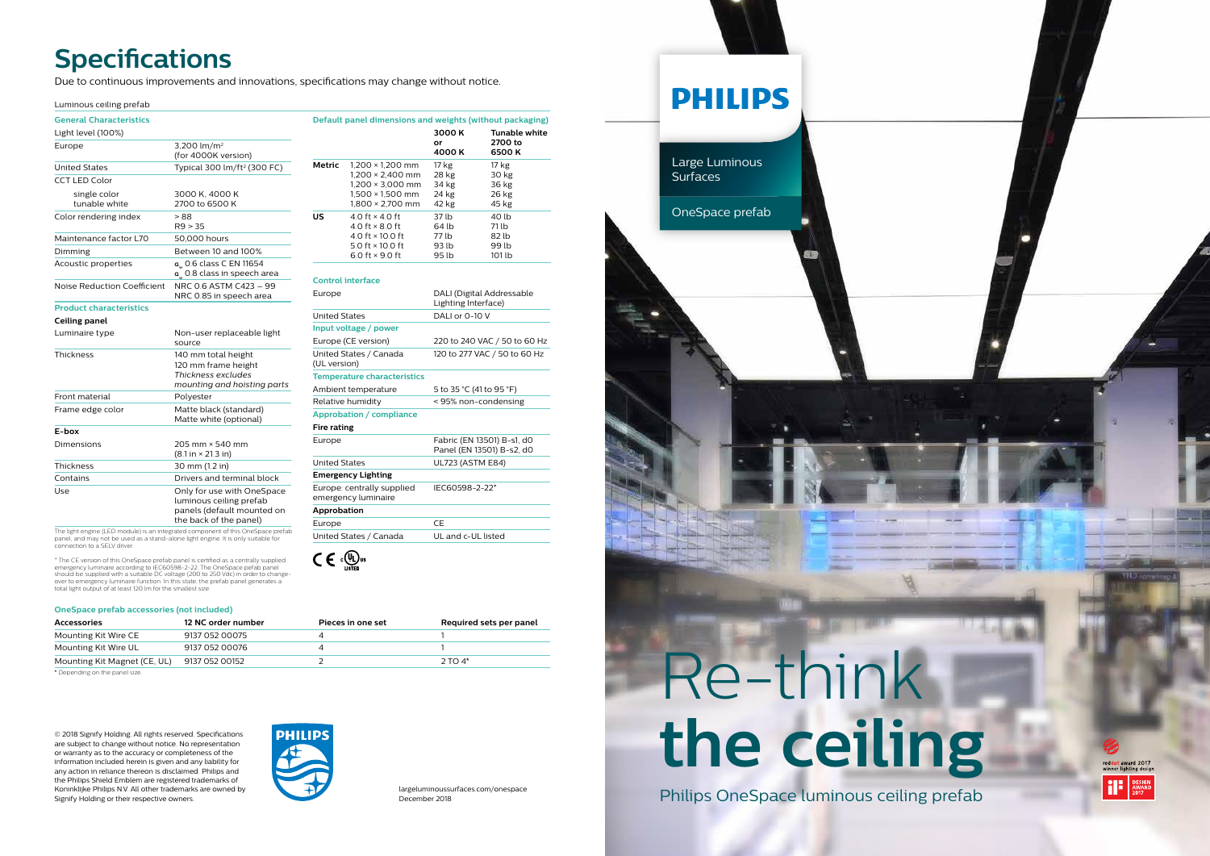# Specifications

Due to continuous improvements and innovations, specifications may change without notice.

Luminous ceiling prefab

| General Characteristics | |
|---|---|
| Light level (100%) | |
| Europe | 3,200 lm/m² (for 4000K version) |
| United States | Typical 300 lm/ft² (300 FC) |
| CCT LED Color | |
| single color | 3000 K, 4000 K |
| tunable white | 2700 to 6500 K |
| Color rendering index | > 88<br>R9 > 35 |
| Maintenance factor L70 | 50,000 hours |
| Dimming | Between 10 and 100% |
| Acoustic properties | $\alpha_w$ 0.6 class C EN 11654<br>$\alpha_w$ 0.8 class in speech area |
| Noise Reduction Coefficient | NRC 0.6 ASTM C423 – 99<br>NRC 0.85 in speech area |

| Product characteristics | |
|---|---|
| **Ceiling panel** | |
| Luminaire type | Non-user replaceable light source |
| Thickness | 140 mm total height<br>120 mm frame height<br>*Thickness excludes mounting and hoisting parts* |
| Front material | Polyester |
| Frame edge color | Matte black (standard)<br>Matte white (optional) |
| **E-box** | |
| Dimensions | 205 mm × 540 mm (8.1 in × 21.3 in) |
| Thickness | 30 mm (1.2 in) |
| Contains | Drivers and terminal block |
| Use | Only for use with OneSpace luminous ceiling prefab panels (default mounted on the back of the panel) |

The light engine (LED module) is an integrated component of this OneSpace prefab panel, and may not be used as a stand-alone light engine. It is only suitable for connection to a SELV driver.

* The CE version of this OneSpace prefab panel is certified as a centrally supplied emergency luminaire according to IEC60598-2-22. The OneSpace prefab panel should be supplied with a suitable DC voltage (200 to 250 Vdc) in order to change-over to emergency luminaire function. In this state, the prefab panel generates a total light output of at least 120 lm for the smallest size.

### Default panel dimensions and weights (without packaging)

| | | 3000 K or 4000 K | Tunable white 2700 to 6500 K |
|---|---|---|---|
| Metric | 1,200 × 1,200 mm | 17 kg | 17 kg |
| | 1,200 × 2,400 mm | 28 kg | 30 kg |
| | 1,200 × 3,000 mm | 34 kg | 36 kg |
| | 1,500 × 1,500 mm | 24 kg | 26 kg |
| | 1,800 × 2,700 mm | 42 kg | 45 kg |
| US | 4.0 ft × 4.0 ft | 37 lb | 40 lb |
| | 4.0 ft × 8.0 ft | 64 lb | 71 lb |
| | 4.0 ft × 10.0 ft | 77 lb | 82 lb |
| | 5.0 ft × 10.0 ft | 93 lb | 99 lb |
| | 6.0 ft × 9.0 ft | 95 lb | 101 lb |

| Control interface | |
|---|---|
| Europe | DALI (Digital Addressable Lighting Interface) |
| United States | DALI or 0-10 V |
| **Input voltage / power** | |
| Europe (CE version) | 220 to 240 VAC / 50 to 60 Hz |
| United States / Canada (UL version) | 120 to 277 VAC / 50 to 60 Hz |
| **Temperature characteristics** | |
| Ambient temperature | 5 to 35 °C (41 to 95 °F) |
| Relative humidity | < 95% non-condensing |
| **Approbation / compliance** | |
| **Fire rating** | |
| Europe | Fabric (EN 13501) B-s1, d0<br>Panel (EN 13501) B-s2, d0 |
| United States | UL723 (ASTM E84) |
| **Emergency Lighting** | |
| Europe: centrally supplied emergency luminaire | IEC60598-2-22* |
| **Approbation** | |
| Europe | CE |
| United States / Canada | UL and c-UL listed |

### OneSpace prefab accessories (not included)

| Accessories | 12 NC order number | Pieces in one set | Required sets per panel |
|---|---|---|---|
| Mounting Kit Wire CE | 9137 052 00075 | 4 | 1 |
| Mounting Kit Wire UL | 9137 052 00076 | 4 | 1 |
| Mounting Kit Magnet (CE, UL) | 9137 052 00152 | 2 | 2 TO 4* |

* Depending on the panel size

© 2018 Signify Holding. All rights reserved. Specifications are subject to change without notice. No representation or warranty as to the accuracy or completeness of the information included herein is given and any liability for any action in reliance thereon is disclaimed. Philips and the Philips Shield Emblem are registered trademarks of Koninklijke Philips N.V. All other trademarks are owned by Signify Holding or their respective owners.

largeluminoussurfaces.com/onespace
December 2018

PHILIPS

Large Luminous Surfaces

OneSpace prefab

# Re-think **the ceiling**

Philips OneSpace luminous ceiling prefab

reddot award 2017 winner lighting design

iF DESIGN AWARD 2017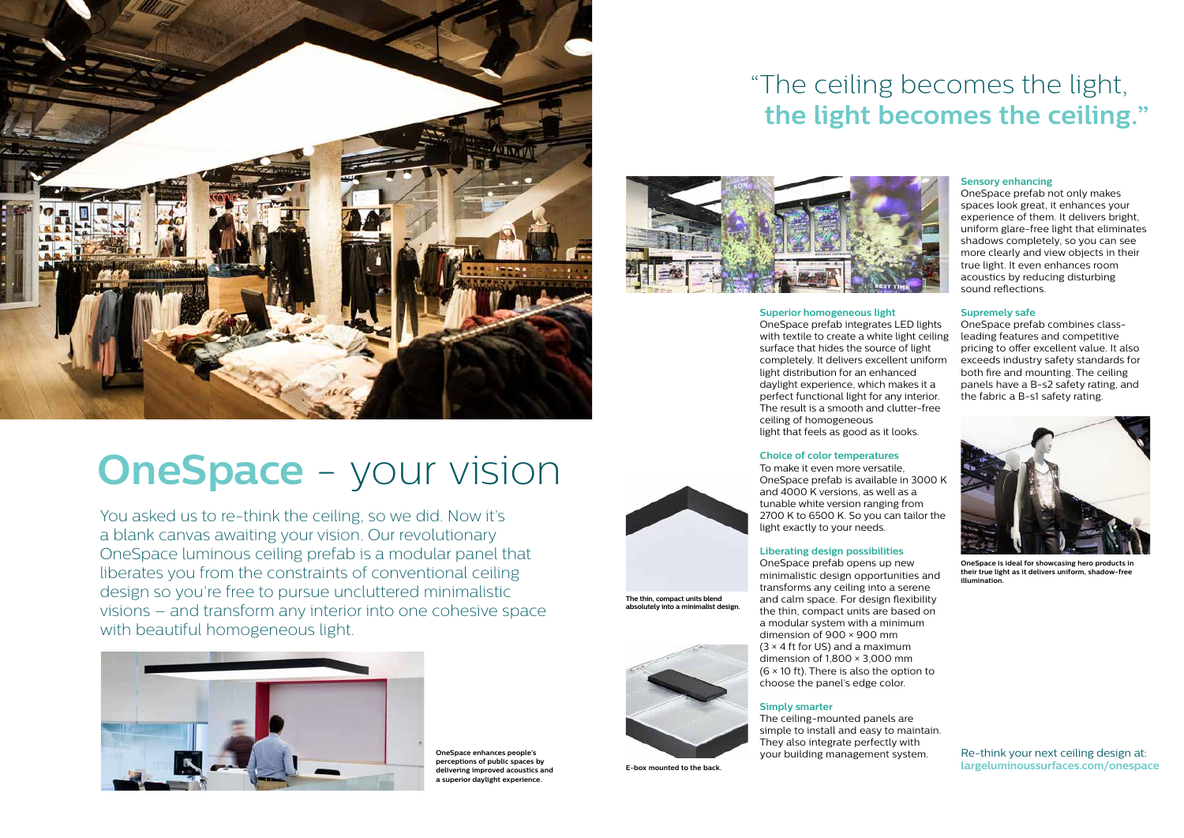# OneSpace - your vision

You asked us to re-think the ceiling, so we did. Now it's a blank canvas awaiting your vision. Our revolutionary OneSpace luminous ceiling prefab is a modular panel that liberates you from the constraints of conventional ceiling design so you're free to pursue uncluttered minimalistic visions – and transform any interior into one cohesive space with beautiful homogeneous light.

**OneSpace enhances people's perceptions of public spaces by delivering improved acoustics and a superior daylight experience.**

**The thin, compact units blend absolutely into a minimalist design.**

**E-box mounted to the back.**

## "The ceiling becomes the light, **the light becomes the ceiling.**"

### Superior homogeneous light

OneSpace prefab integrates LED lights with textile to create a white light ceiling surface that hides the source of light completely. It delivers excellent uniform light distribution for an enhanced daylight experience, which makes it a perfect functional light for any interior. The result is a smooth and clutter-free ceiling of homogeneous light that feels as good as it looks.

### Choice of color temperatures

To make it even more versatile, OneSpace prefab is available in 3000 K and 4000 K versions, as well as a tunable white version ranging from 2700 K to 6500 K. So you can tailor the light exactly to your needs.

### Liberating design possibilities

OneSpace prefab opens up new minimalistic design opportunities and transforms any ceiling into a serene and calm space. For design flexibility the thin, compact units are based on a modular system with a minimum dimension of 900 × 900 mm (3 × 4 ft for US) and a maximum dimension of 1,800 × 3,000 mm (6 × 10 ft). There is also the option to choose the panel's edge color.

### Simply smarter

The ceiling-mounted panels are simple to install and easy to maintain. They also integrate perfectly with your building management system.

### Sensory enhancing

OneSpace prefab not only makes spaces look great, it enhances your experience of them. It delivers bright, uniform glare-free light that eliminates shadows completely, so you can see more clearly and view objects in their true light. It even enhances room acoustics by reducing disturbing sound reflections.

### Supremely safe

OneSpace prefab combines class-leading features and competitive pricing to offer excellent value. It also exceeds industry safety standards for both fire and mounting. The ceiling panels have a B-s2 safety rating, and the fabric a B-s1 safety rating.

**OneSpace is ideal for showcasing hero products in their true light as it delivers uniform, shadow-free illumination.**

Re-think your next ceiling design at:
largeluminoussurfaces.com/onespace